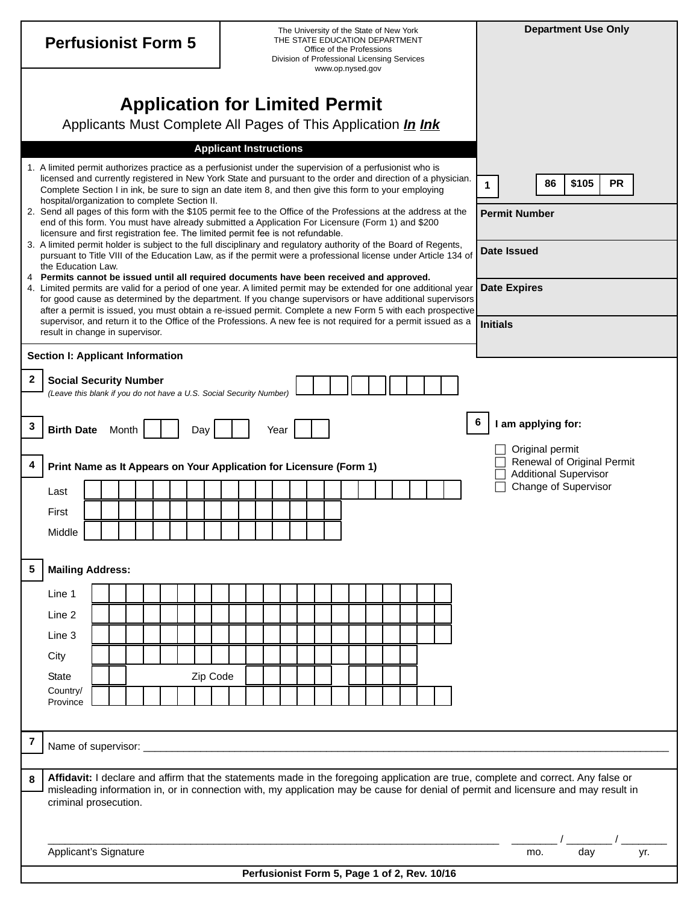# Perfusionist Form 5

The University of the State of New York
THE STATE EDUCATION DEPARTMENT
Office of the Professions
Division of Professional Licensing Services
www.op.nysed.gov

## Application for Limited Permit

Applicants Must Complete All Pages of This Application ***In Ink***

**Department Use Only**

| 1 | 86 | $105 | PR |
|---|---|---|---|

**Permit Number**

**Date Issued**

**Date Expires**

**Initials**

### Applicant Instructions

1. A limited permit authorizes practice as a perfusionist under the supervision of a perfusionist who is licensed and currently registered in New York State and pursuant to the order and direction of a physician. Complete Section I in ink, be sure to sign an date item 8, and then give this form to your employing hospital/organization to complete Section II.
2. Send all pages of this form with the $105 permit fee to the Office of the Professions at the address at the end of this form. You must have already submitted a Application For Licensure (Form 1) and $200 licensure and first registration fee. The limited permit fee is not refundable.
3. A limited permit holder is subject to the full disciplinary and regulatory authority of the Board of Regents, pursuant to Title VIII of the Education Law, as if the permit were a professional license under Article 134 of the Education Law.
4 **Permits cannot be issued until all required documents have been received and approved.**
4. Limited permits are valid for a period of one year. A limited permit may be extended for one additional year for good cause as determined by the department. If you change supervisors or have additional supervisors after a permit is issued, you must obtain a re-issued permit. Complete a new Form 5 with each prospective supervisor, and return it to the Office of the Professions. A new fee is not required for a permit issued as a result in change in supervisor.

### Section I: Applicant Information

**2** **Social Security Number**
*(Leave this blank if you do not have a U.S. Social Security Number)*

**3** **Birth Date** Month ___ Day ___ Year ___

**4** **Print Name as It Appears on Your Application for Licensure (Form 1)**

Last

First

Middle

**5** **Mailing Address:**

Line 1

Line 2

Line 3

City

State ___ Zip Code ___

Country/ Province

**6** **I am applying for:**

- ☐ Original permit
- ☐ Renewal of Original Permit
- ☐ Additional Supervisor
- ☐ Change of Supervisor

**7** Name of supervisor: ____________________________________________

**8** **Affidavit:** I declare and affirm that the statements made in the foregoing application are true, complete and correct. Any false or misleading information in, or in connection with, my application may be cause for denial of permit and licensure and may result in criminal prosecution.

______________________________________________ ________ / ________ / ________
Applicant's Signature mo. day yr.

Perfusionist Form 5, Page 1 of 2, Rev. 10/16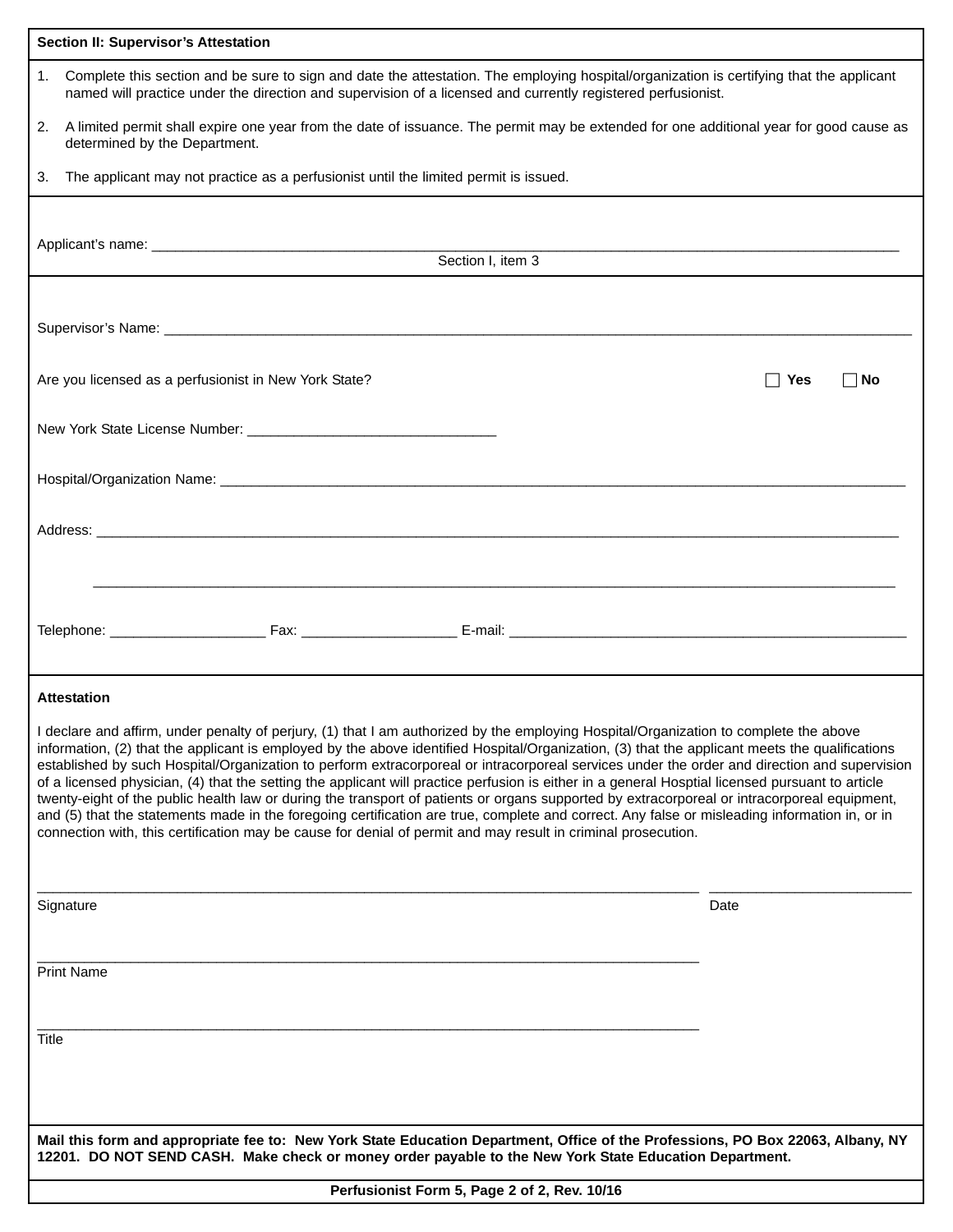## Section II: Supervisor's Attestation

1. Complete this section and be sure to sign and date the attestation. The employing hospital/organization is certifying that the applicant named will practice under the direction and supervision of a licensed and currently registered perfusionist.
2. A limited permit shall expire one year from the date of issuance. The permit may be extended for one additional year for good cause as determined by the Department.
3. The applicant may not practice as a perfusionist until the limited permit is issued.

Applicant's name: ______________________________________________________________________________
Section I, item 3

Supervisor's Name: ______________________________________________________________________________

Are you licensed as a perfusionist in New York State? ☐ **Yes** ☐ **No**

New York State License Number: ________________________________

Hospital/Organization Name: ______________________________________________________________________________

Address: ______________________________________________________________________________

______________________________________________________________________________

Telephone: ____________________ Fax: ____________________ E-mail: ______________________________________________________

**Attestation**

I declare and affirm, under penalty of perjury, (1) that I am authorized by the employing Hospital/Organization to complete the above information, (2) that the applicant is employed by the above identified Hospital/Organization, (3) that the applicant meets the qualifications established by such Hospital/Organization to perform extracorporeal or intracorporeal services under the order and direction and supervision of a licensed physician, (4) that the setting the applicant will practice perfusion is either in a general Hosptial licensed pursuant to article twenty-eight of the public health law or during the transport of patients or organs supported by extracorporeal or intracorporeal equipment, and (5) that the statements made in the foregoing certification are true, complete and correct. Any false or misleading information in, or in connection with, this certification may be cause for denial of permit and may result in criminal prosecution.

______________________________________________________________________________ __________________________
Signature Date

______________________________________________________________________________
Print Name

______________________________________________________________________________
Title

**Mail this form and appropriate fee to: New York State Education Department, Office of the Professions, PO Box 22063, Albany, NY 12201. DO NOT SEND CASH. Make check or money order payable to the New York State Education Department.**

**Perfusionist Form 5, Page 2 of 2, Rev. 10/16**